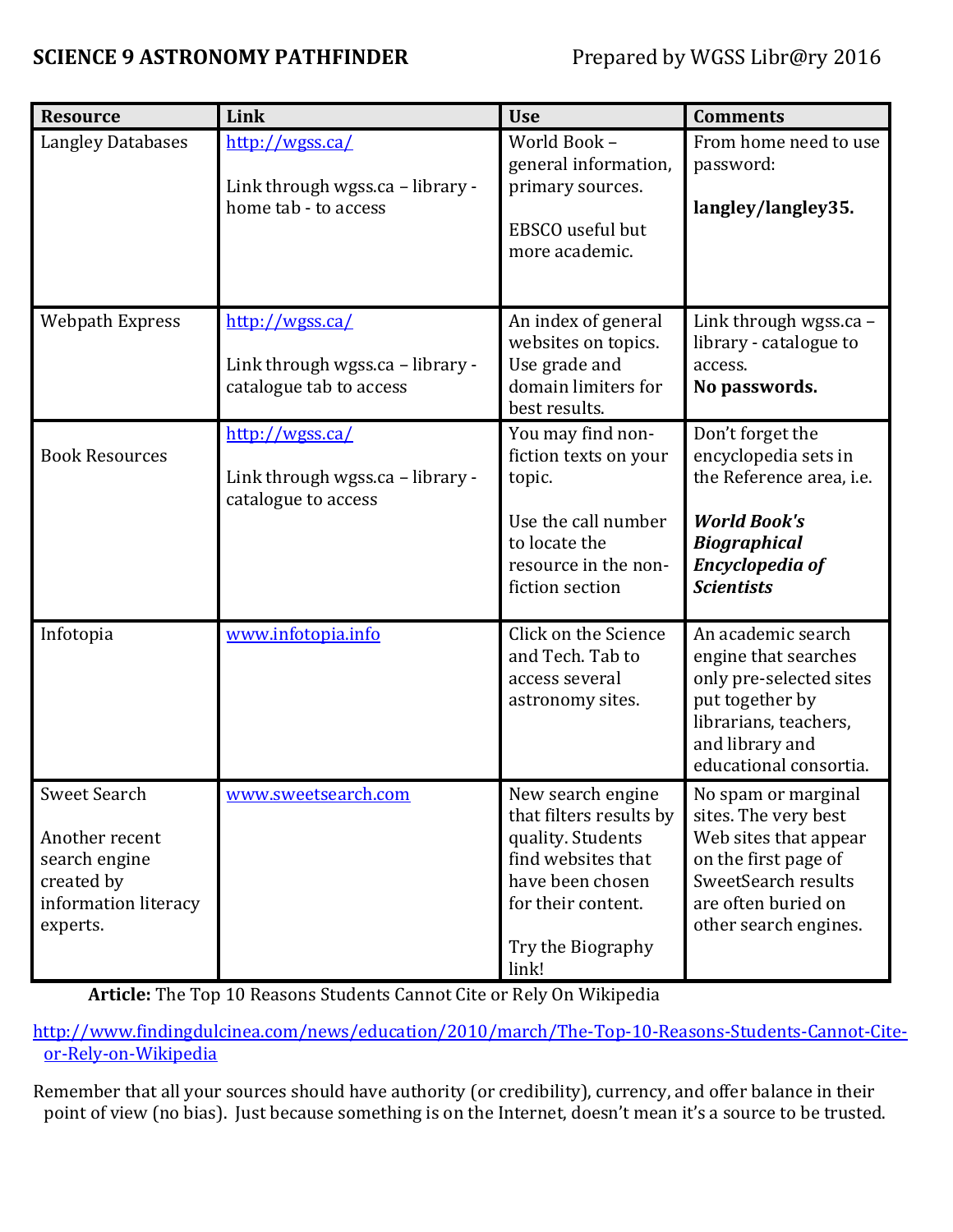**SCIENCE 9 ASTRONOMY PATHFINDER** Prepared by WGSS Libr@ry 2016

| Resource | Link | Use | Comments |
|---|---|---|---|
| Langley Databases | http://wgss.ca/<br><br>Link through wgss.ca – library - home tab - to access | World Book – general information, primary sources.<br><br>EBSCO useful but more academic. | From home need to use password:<br><br>**langley/langley35.** |
| Webpath Express | http://wgss.ca/<br><br>Link through wgss.ca – library - catalogue tab to access | An index of general websites on topics. Use grade and domain limiters for best results. | Link through wgss.ca – library - catalogue to access.<br>**No passwords.** |
| Book Resources | http://wgss.ca/<br><br>Link through wgss.ca – library - catalogue to access | You may find non-fiction texts on your topic.<br><br>Use the call number to locate the resource in the non-fiction section | Don't forget the encyclopedia sets in the Reference area, i.e.<br><br>***World Book's Biographical Encyclopedia of Scientists*** |
| Infotopia | www.infotopia.info | Click on the Science and Tech. Tab to access several astronomy sites. | An academic search engine that searches only pre-selected sites put together by librarians, teachers, and library and educational consortia. |
| Sweet Search<br><br>Another recent search engine created by information literacy experts. | www.sweetsearch.com | New search engine that filters results by quality. Students find websites that have been chosen for their content.<br><br>Try the Biography link! | No spam or marginal sites. The very best Web sites that appear on the first page of SweetSearch results are often buried on other search engines. |

**Article:** The Top 10 Reasons Students Cannot Cite or Rely On Wikipedia

http://www.findingdulcinea.com/news/education/2010/march/The-Top-10-Reasons-Students-Cannot-Cite-or-Rely-on-Wikipedia

Remember that all your sources should have authority (or credibility), currency, and offer balance in their point of view (no bias). Just because something is on the Internet, doesn't mean it's a source to be trusted.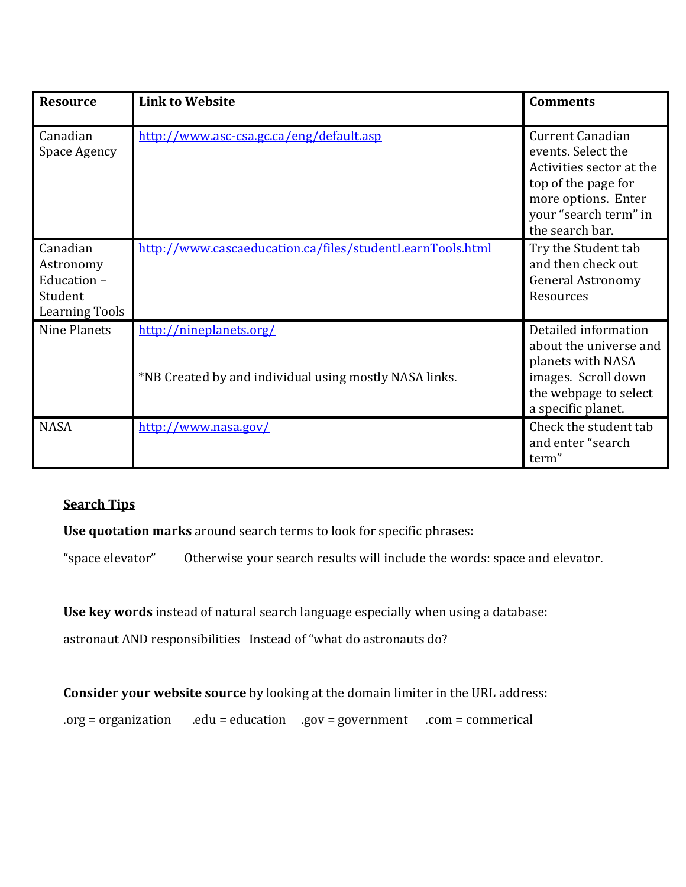| Resource | Link to Website | Comments |
|---|---|---|
| Canadian Space Agency | [http://www.asc-csa.gc.ca/eng/default.asp](http://www.asc-csa.gc.ca/eng/default.asp) | Current Canadian events. Select the Activities sector at the top of the page for more options. Enter your "search term" in the search bar. |
| Canadian Astronomy Education – Student Learning Tools | [http://www.cascaeducation.ca/files/studentLearnTools.html](http://www.cascaeducation.ca/files/studentLearnTools.html) | Try the Student tab and then check out General Astronomy Resources |
| Nine Planets | [http://nineplanets.org/](http://nineplanets.org/)<br><br>*NB Created by and individual using mostly NASA links. | Detailed information about the universe and planets with NASA images. Scroll down the webpage to select a specific planet. |
| NASA | [http://www.nasa.gov/](http://www.nasa.gov/) | Check the student tab and enter "search term" |

**Search Tips**

**Use quotation marks** around search terms to look for specific phrases:

"space elevator" Otherwise your search results will include the words: space and elevator.

**Use key words** instead of natural search language especially when using a database:

astronaut AND responsibilities Instead of "what do astronauts do?

**Consider your website source** by looking at the domain limiter in the URL address:

.org = organization .edu = education .gov = government .com = commerical